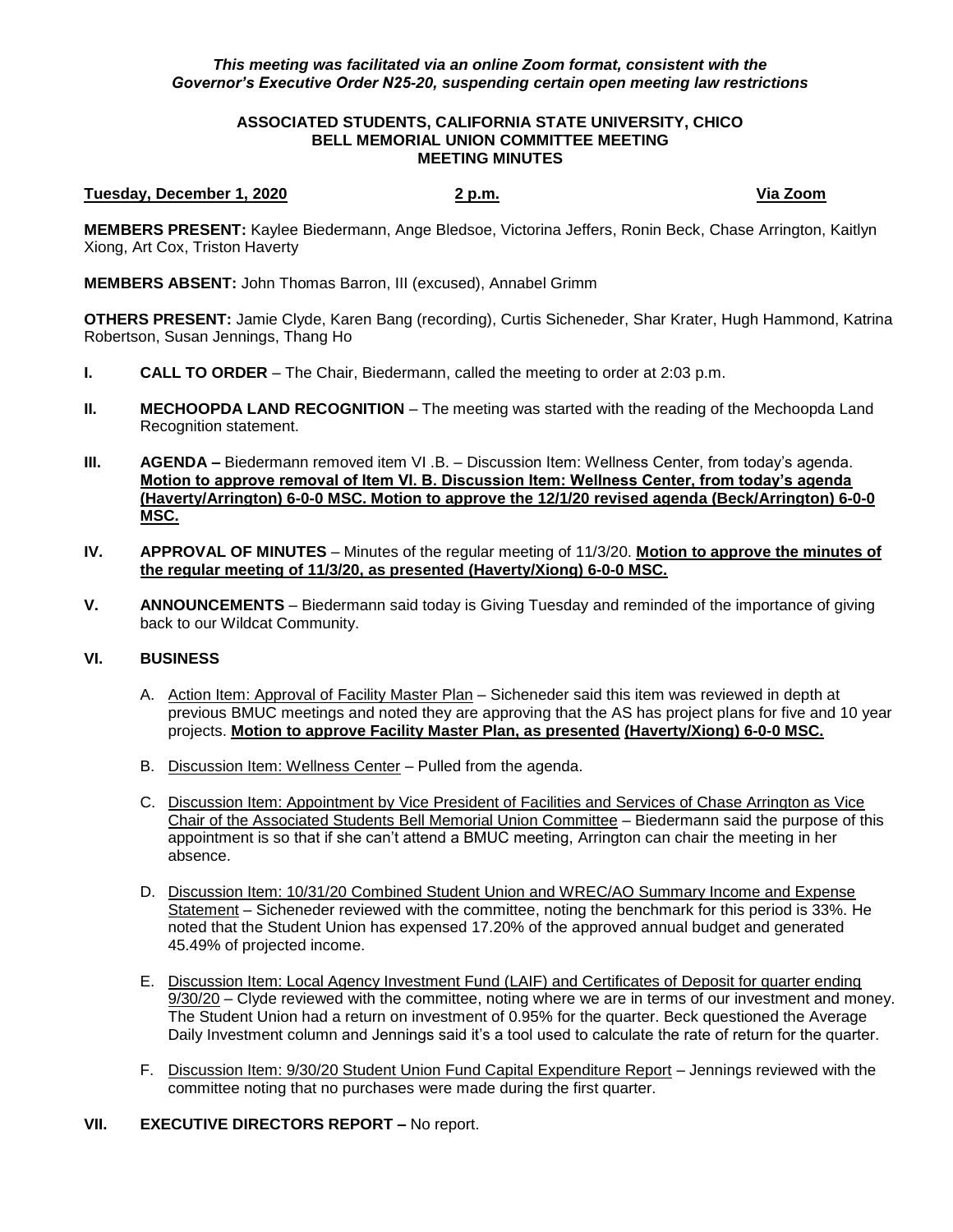*This meeting was facilitated via an online Zoom format, consistent with the Governor's Executive Order N25-20, suspending certain open meeting law restrictions*

**ASSOCIATED STUDENTS, CALIFORNIA STATE UNIVERSITY, CHICO**
**BELL MEMORIAL UNION COMMITTEE MEETING**
**MEETING MINUTES**

**Tuesday, December 1, 2020** **2 p.m.** **Via Zoom**

**MEMBERS PRESENT:** Kaylee Biedermann, Ange Bledsoe, Victorina Jeffers, Ronin Beck, Chase Arrington, Kaitlyn Xiong, Art Cox, Triston Haverty

**MEMBERS ABSENT:** John Thomas Barron, III (excused), Annabel Grimm

**OTHERS PRESENT:** Jamie Clyde, Karen Bang (recording), Curtis Sicheneder, Shar Krater, Hugh Hammond, Katrina Robertson, Susan Jennings, Thang Ho

**I. CALL TO ORDER** – The Chair, Biedermann, called the meeting to order at 2:03 p.m.

**II. MECHOOPDA LAND RECOGNITION** – The meeting was started with the reading of the Mechoopda Land Recognition statement.

**III. AGENDA –** Biedermann removed item VI .B. – Discussion Item: Wellness Center, from today's agenda. **Motion to approve removal of Item VI. B. Discussion Item: Wellness Center, from today's agenda (Haverty/Arrington) 6-0-0 MSC. Motion to approve the 12/1/20 revised agenda (Beck/Arrington) 6-0-0 MSC.**

**IV. APPROVAL OF MINUTES** – Minutes of the regular meeting of 11/3/20. **Motion to approve the minutes of the regular meeting of 11/3/20, as presented (Haverty/Xiong) 6-0-0 MSC.**

**V. ANNOUNCEMENTS** – Biedermann said today is Giving Tuesday and reminded of the importance of giving back to our Wildcat Community.

**VI. BUSINESS**

A. Action Item: Approval of Facility Master Plan – Sicheneder said this item was reviewed in depth at previous BMUC meetings and noted they are approving that the AS has project plans for five and 10 year projects. **Motion to approve Facility Master Plan, as presented (Haverty/Xiong) 6-0-0 MSC.**

B. Discussion Item: Wellness Center – Pulled from the agenda.

C. Discussion Item: Appointment by Vice President of Facilities and Services of Chase Arrington as Vice Chair of the Associated Students Bell Memorial Union Committee – Biedermann said the purpose of this appointment is so that if she can't attend a BMUC meeting, Arrington can chair the meeting in her absence.

D. Discussion Item: 10/31/20 Combined Student Union and WREC/AO Summary Income and Expense Statement – Sicheneder reviewed with the committee, noting the benchmark for this period is 33%. He noted that the Student Union has expensed 17.20% of the approved annual budget and generated 45.49% of projected income.

E. Discussion Item: Local Agency Investment Fund (LAIF) and Certificates of Deposit for quarter ending 9/30/20 – Clyde reviewed with the committee, noting where we are in terms of our investment and money. The Student Union had a return on investment of 0.95% for the quarter. Beck questioned the Average Daily Investment column and Jennings said it's a tool used to calculate the rate of return for the quarter.

F. Discussion Item: 9/30/20 Student Union Fund Capital Expenditure Report – Jennings reviewed with the committee noting that no purchases were made during the first quarter.

**VII. EXECUTIVE DIRECTORS REPORT –** No report.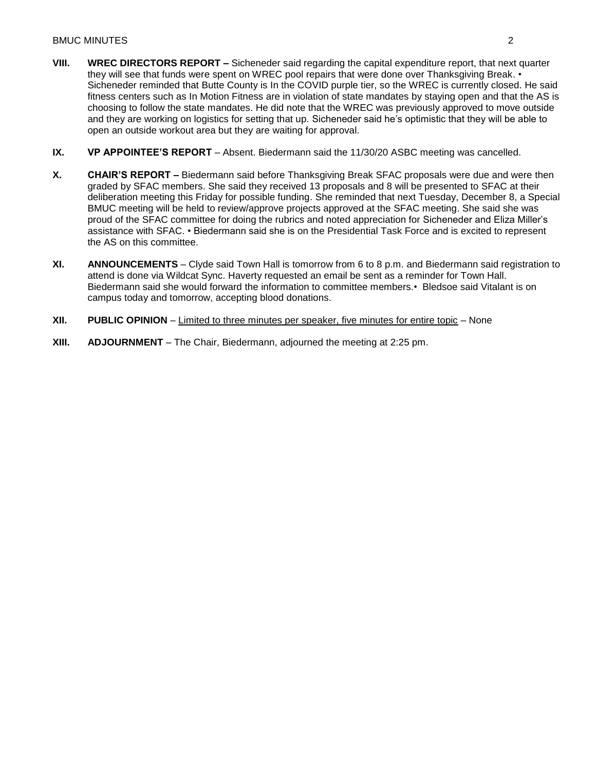**VIII. WREC DIRECTORS REPORT –** Sicheneder said regarding the capital expenditure report, that next quarter they will see that funds were spent on WREC pool repairs that were done over Thanksgiving Break. • Sicheneder reminded that Butte County is In the COVID purple tier, so the WREC is currently closed. He said fitness centers such as In Motion Fitness are in violation of state mandates by staying open and that the AS is choosing to follow the state mandates. He did note that the WREC was previously approved to move outside and they are working on logistics for setting that up. Sicheneder said he's optimistic that they will be able to open an outside workout area but they are waiting for approval.

**IX. VP APPOINTEE'S REPORT** – Absent. Biedermann said the 11/30/20 ASBC meeting was cancelled.

**X. CHAIR'S REPORT –** Biedermann said before Thanksgiving Break SFAC proposals were due and were then graded by SFAC members. She said they received 13 proposals and 8 will be presented to SFAC at their deliberation meeting this Friday for possible funding. She reminded that next Tuesday, December 8, a Special BMUC meeting will be held to review/approve projects approved at the SFAC meeting. She said she was proud of the SFAC committee for doing the rubrics and noted appreciation for Sicheneder and Eliza Miller's assistance with SFAC. • Biedermann said she is on the Presidential Task Force and is excited to represent the AS on this committee.

**XI. ANNOUNCEMENTS** – Clyde said Town Hall is tomorrow from 6 to 8 p.m. and Biedermann said registration to attend is done via Wildcat Sync. Haverty requested an email be sent as a reminder for Town Hall. Biedermann said she would forward the information to committee members.• Bledsoe said Vitalant is on campus today and tomorrow, accepting blood donations.

**XII. PUBLIC OPINION** – <u>Limited to three minutes per speaker, five minutes for entire topic</u> – None

**XIII. ADJOURNMENT** – The Chair, Biedermann, adjourned the meeting at 2:25 pm.